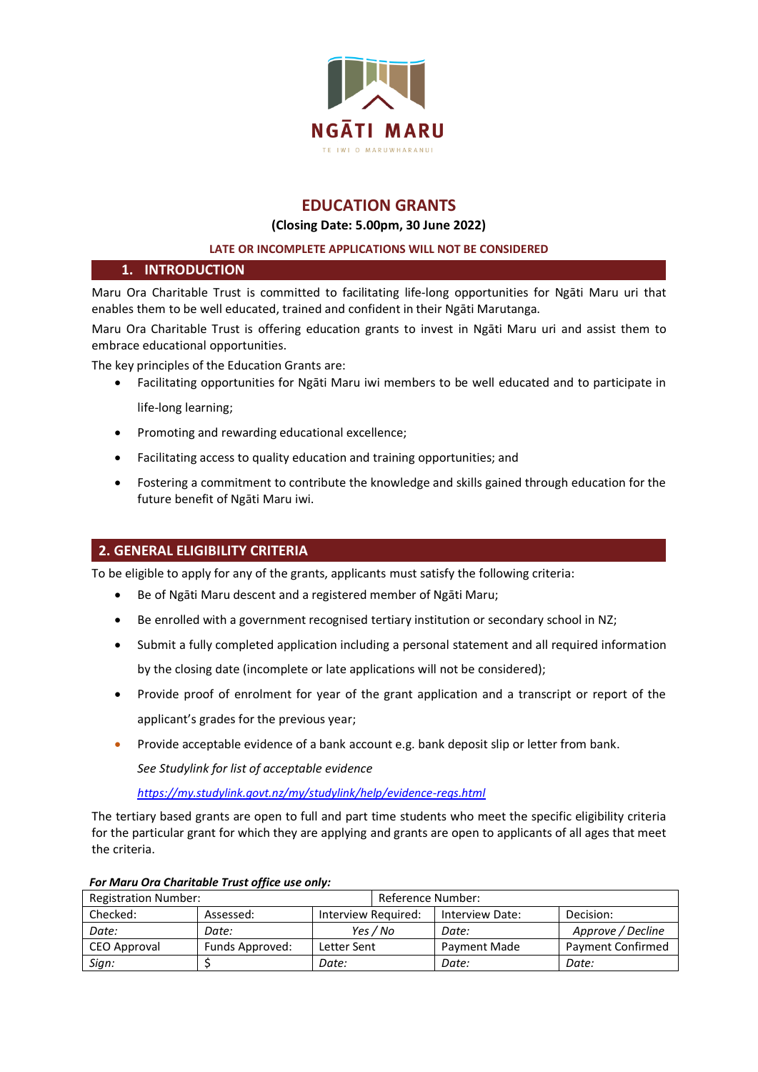NGĀTI MARU

TE IWI O MARUWHARANUI

# EDUCATION GRANTS

**(Closing Date: 5.00pm, 30 June 2022)**

**LATE OR INCOMPLETE APPLICATIONS WILL NOT BE CONSIDERED**

## 1. INTRODUCTION

Maru Ora Charitable Trust is committed to facilitating life-long opportunities for Ngāti Maru uri that enables them to be well educated, trained and confident in their Ngāti Marutanga.

Maru Ora Charitable Trust is offering education grants to invest in Ngāti Maru uri and assist them to embrace educational opportunities.

The key principles of the Education Grants are:

- Facilitating opportunities for Ngāti Maru iwi members to be well educated and to participate in life-long learning;
- Promoting and rewarding educational excellence;
- Facilitating access to quality education and training opportunities; and
- Fostering a commitment to contribute the knowledge and skills gained through education for the future benefit of Ngāti Maru iwi.

## 2. GENERAL ELIGIBILITY CRITERIA

To be eligible to apply for any of the grants, applicants must satisfy the following criteria:

- Be of Ngāti Maru descent and a registered member of Ngāti Maru;
- Be enrolled with a government recognised tertiary institution or secondary school in NZ;
- Submit a fully completed application including a personal statement and all required information by the closing date (incomplete or late applications will not be considered);
- Provide proof of enrolment for year of the grant application and a transcript or report of the applicant's grades for the previous year;
- Provide acceptable evidence of a bank account e.g. bank deposit slip or letter from bank.

  *See Studylink for list of acceptable evidence*

  *https://my.studylink.govt.nz/my/studylink/help/evidence-reqs.html*

The tertiary based grants are open to full and part time students who meet the specific eligibility criteria for the particular grant for which they are applying and grants are open to applicants of all ages that meet the criteria.

***For Maru Ora Charitable Trust office use only:***

| Registration Number: | | | Reference Number: | |
|---|---|---|---|---|
| Checked: | Assessed: | Interview Required: | Interview Date: | Decision: |
| *Date:* | *Date:* | *Yes / No* | *Date:* | *Approve / Decline* |
| CEO Approval | Funds Approved: | Letter Sent | Payment Made | Payment Confirmed |
| *Sign:* | $ | *Date:* | *Date:* | *Date:* |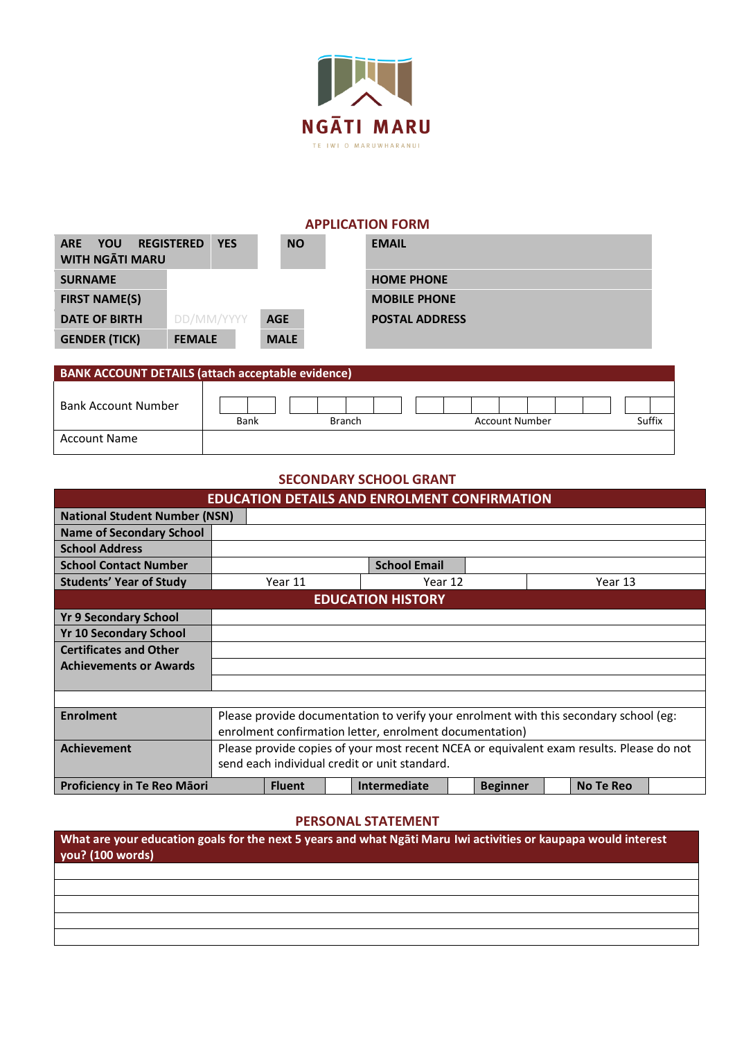NGĀTI MARU

TE IWI O MARUWHARANUI

## APPLICATION FORM

| ARE YOU REGISTERED WITH NGĀTI MARU | YES | | NO | | EMAIL |
|---|---|---|---|---|---|
| SURNAME | | | | | HOME PHONE |
| FIRST NAME(S) | | | | | MOBILE PHONE |
| DATE OF BIRTH | DD/MM/YYYY | AGE | | | POSTAL ADDRESS |
| GENDER (TICK) | FEMALE | MALE | | | |

| BANK ACCOUNT DETAILS (attach acceptable evidence) | | | | |
|---|---|---|---|---|
| Bank Account Number | Bank | Branch | Account Number | Suffix |
| Account Name | | | | |

## SECONDARY SCHOOL GRANT

| EDUCATION DETAILS AND ENROLMENT CONFIRMATION | | | |
|---|---|---|---|
| National Student Number (NSN) | | | |
| Name of Secondary School | | | |
| School Address | | | |
| School Contact Number | | School Email | |
| Students' Year of Study | Year 11 | Year 12 | Year 13 |

| EDUCATION HISTORY | |
|---|---|
| Yr 9 Secondary School | |
| Yr 10 Secondary School | |
| Certificates and Other Achievements or Awards | |
| | |
| Enrolment | Please provide documentation to verify your enrolment with this secondary school (eg: enrolment confirmation letter, enrolment documentation) |
| Achievement | Please provide copies of your most recent NCEA or equivalent exam results. Please do not send each individual credit or unit standard. |

| Proficiency in Te Reo Māori | Fluent | | Intermediate | | Beginner | | No Te Reo | |
|---|---|---|---|---|---|---|---|---|

## PERSONAL STATEMENT

| What are your education goals for the next 5 years and what Ngāti Maru Iwi activities or kaupapa would interest you? (100 words) |
|---|
| |
| |
| |
| |
| |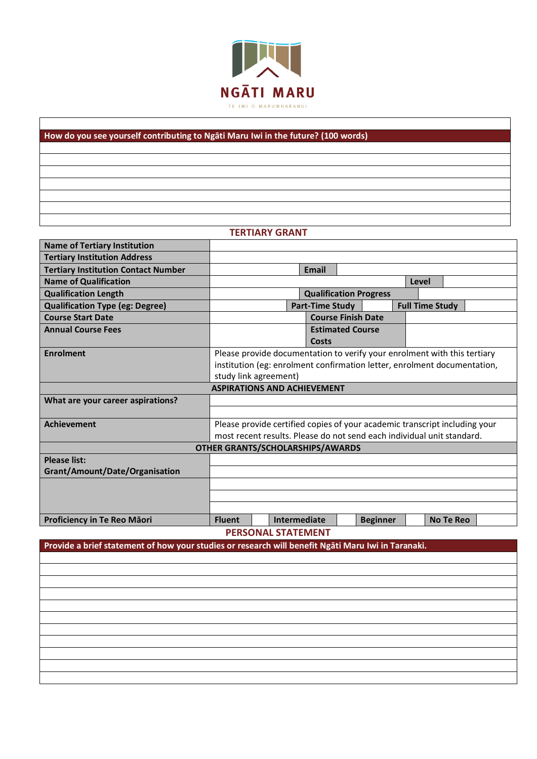NGĀTI MARU

TE IWI O MARUWHARANUI

| How do you see yourself contributing to Ngāti Maru Iwi in the future? (100 words) |
|---|
| |
| |
| |
| |
| |
| |
| |

## TERTIARY GRANT

| | | | | | |
|---|---|---|---|---|---|
| **Name of Tertiary Institution** | | | | | |
| **Tertiary Institution Address** | | | | | |
| **Tertiary Institution Contact Number** | | **Email** | | | |
| **Name of Qualification** | | | | **Level** | |
| **Qualification Length** | | **Qualification Progress** | | | |
| **Qualification Type (eg: Degree)** | | **Part-Time Study** | | **Full Time Study** | |
| **Course Start Date** | | **Course Finish Date** | | | |
| **Annual Course Fees** | | **Estimated Course Costs** | | | |
| **Enrolment** | Please provide documentation to verify your enrolment with this tertiary institution (eg: enrolment confirmation letter, enrolment documentation, study link agreement) | | | | |
| **ASPIRATIONS AND ACHIEVEMENT** | | | | | |
| **What are your career aspirations?** | | | | | |
| **Achievement** | Please provide certified copies of your academic transcript including your most recent results. Please do not send each individual unit standard. | | | | |
| **OTHER GRANTS/SCHOLARSHIPS/AWARDS** | | | | | |
| **Please list: Grant/Amount/Date/Organisation** | | | | | |
| | | | | | |
| | | | | | |
| | | | | | |

| | | | | | | | | |
|---|---|---|---|---|---|---|---|---|
| **Proficiency in Te Reo Māori** | **Fluent** | | **Intermediate** | | **Beginner** | | **No Te Reo** | |

## PERSONAL STATEMENT

| Provide a brief statement of how your studies or research will benefit Ngāti Maru Iwi in Taranaki. |
|---|
| |
| |
| |
| |
| |
| |
| |
| |
| |
| |
| |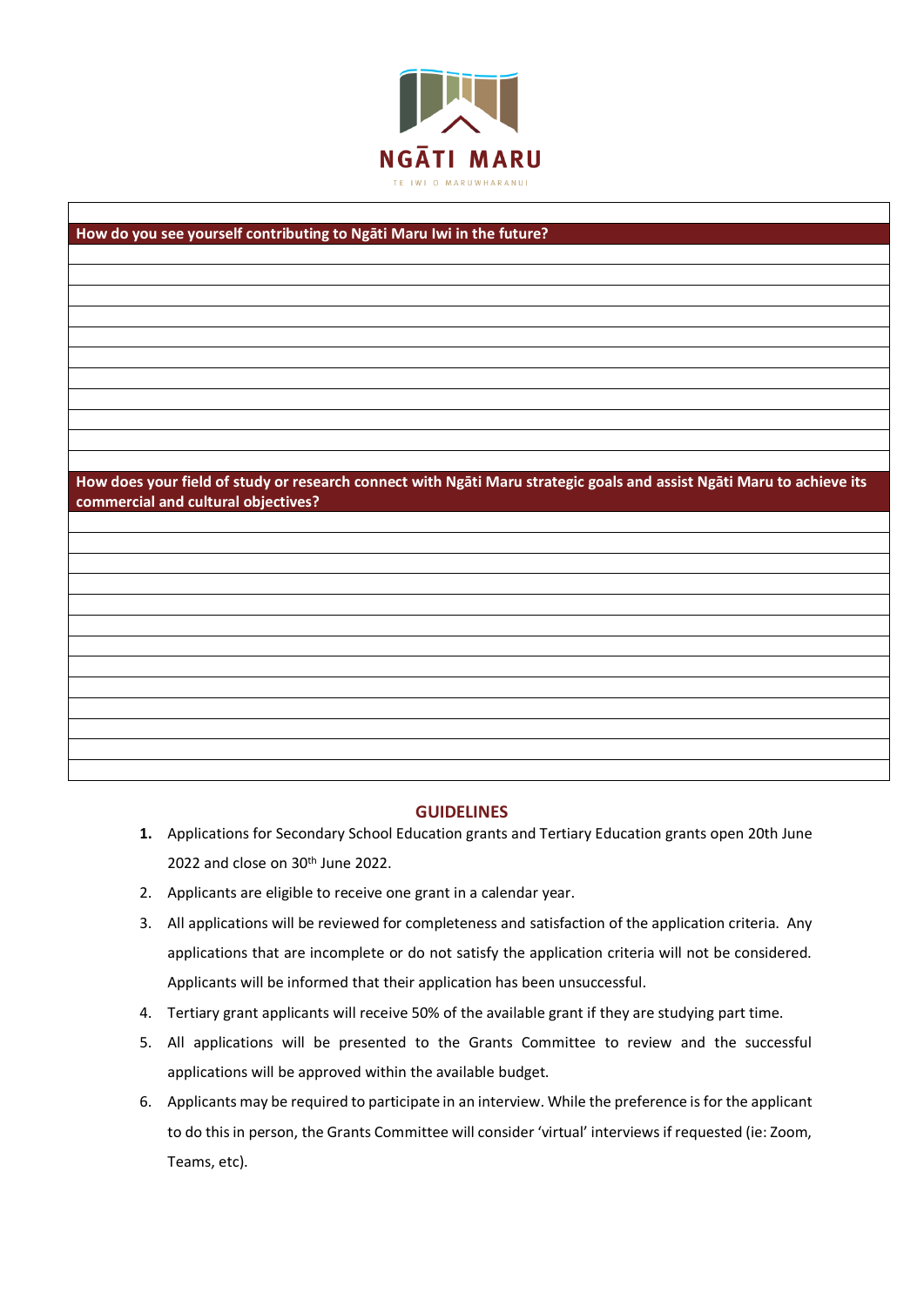NGĀTI MARU

TE IWI O MARUWHARANUI

| |
|---|
| **How do you see yourself contributing to Ngāti Maru Iwi in the future?** |
| |
| |
| |
| |
| |
| |
| |
| |
| |
| |
| |
| **How does your field of study or research connect with Ngāti Maru strategic goals and assist Ngāti Maru to achieve its commercial and cultural objectives?** |
| |
| |
| |
| |
| |
| |
| |
| |
| |
| |
| |
| |
| |

## GUIDELINES

1. Applications for Secondary School Education grants and Tertiary Education grants open 20th June 2022 and close on 30th June 2022.
2. Applicants are eligible to receive one grant in a calendar year.
3. All applications will be reviewed for completeness and satisfaction of the application criteria. Any applications that are incomplete or do not satisfy the application criteria will not be considered. Applicants will be informed that their application has been unsuccessful.
4. Tertiary grant applicants will receive 50% of the available grant if they are studying part time.
5. All applications will be presented to the Grants Committee to review and the successful applications will be approved within the available budget.
6. Applicants may be required to participate in an interview. While the preference is for the applicant to do this in person, the Grants Committee will consider 'virtual' interviews if requested (ie: Zoom, Teams, etc).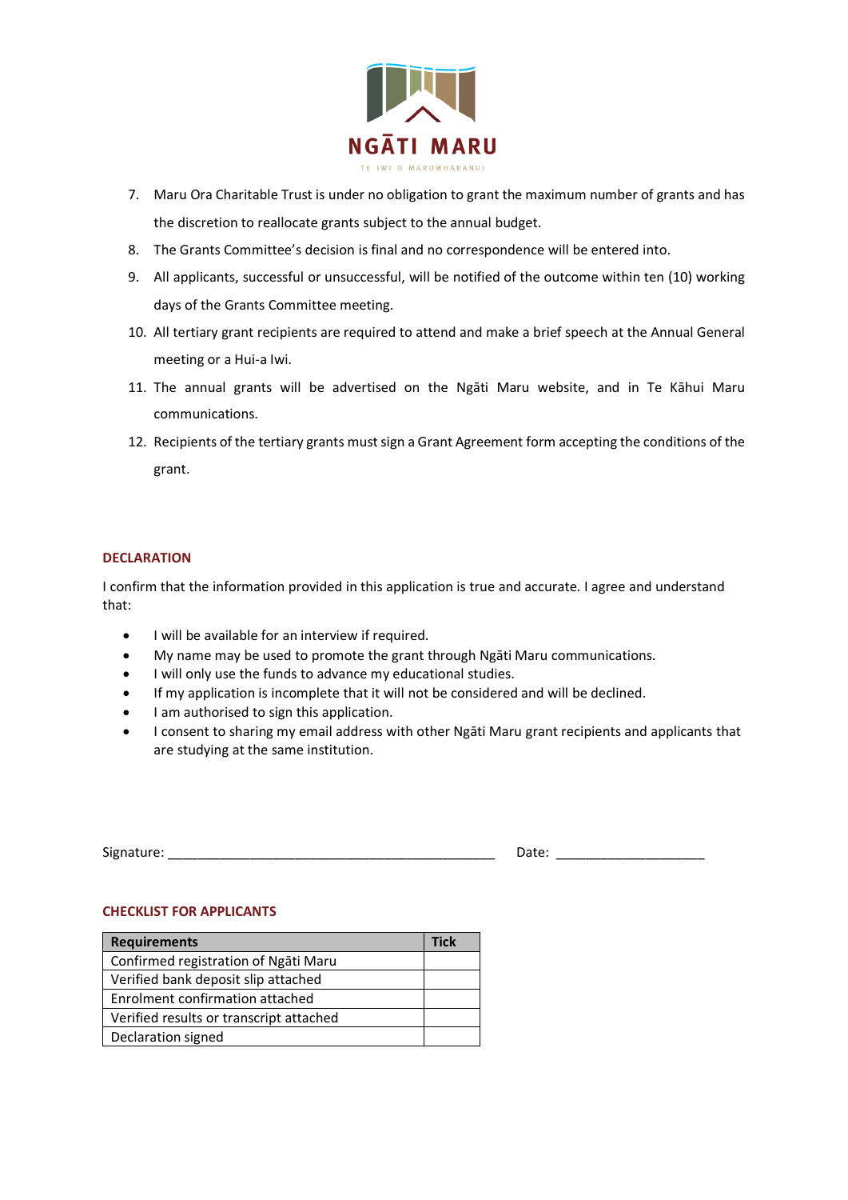7. Maru Ora Charitable Trust is under no obligation to grant the maximum number of grants and has the discretion to reallocate grants subject to the annual budget.
8. The Grants Committee's decision is final and no correspondence will be entered into.
9. All applicants, successful or unsuccessful, will be notified of the outcome within ten (10) working days of the Grants Committee meeting.
10. All tertiary grant recipients are required to attend and make a brief speech at the Annual General meeting or a Hui-a Iwi.
11. The annual grants will be advertised on the Ngāti Maru website, and in Te Kāhui Maru communications.
12. Recipients of the tertiary grants must sign a Grant Agreement form accepting the conditions of the grant.

## DECLARATION

I confirm that the information provided in this application is true and accurate. I agree and understand that:

- I will be available for an interview if required.
- My name may be used to promote the grant through Ngāti Maru communications.
- I will only use the funds to advance my educational studies.
- If my application is incomplete that it will not be considered and will be declined.
- I am authorised to sign this application.
- I consent to sharing my email address with other Ngāti Maru grant recipients and applicants that are studying at the same institution.

Signature: _____________________________________________ Date: ____________________

## CHECKLIST FOR APPLICANTS

| Requirements | Tick |
|---|---|
| Confirmed registration of Ngāti Maru | |
| Verified bank deposit slip attached | |
| Enrolment confirmation attached | |
| Verified results or transcript attached | |
| Declaration signed | |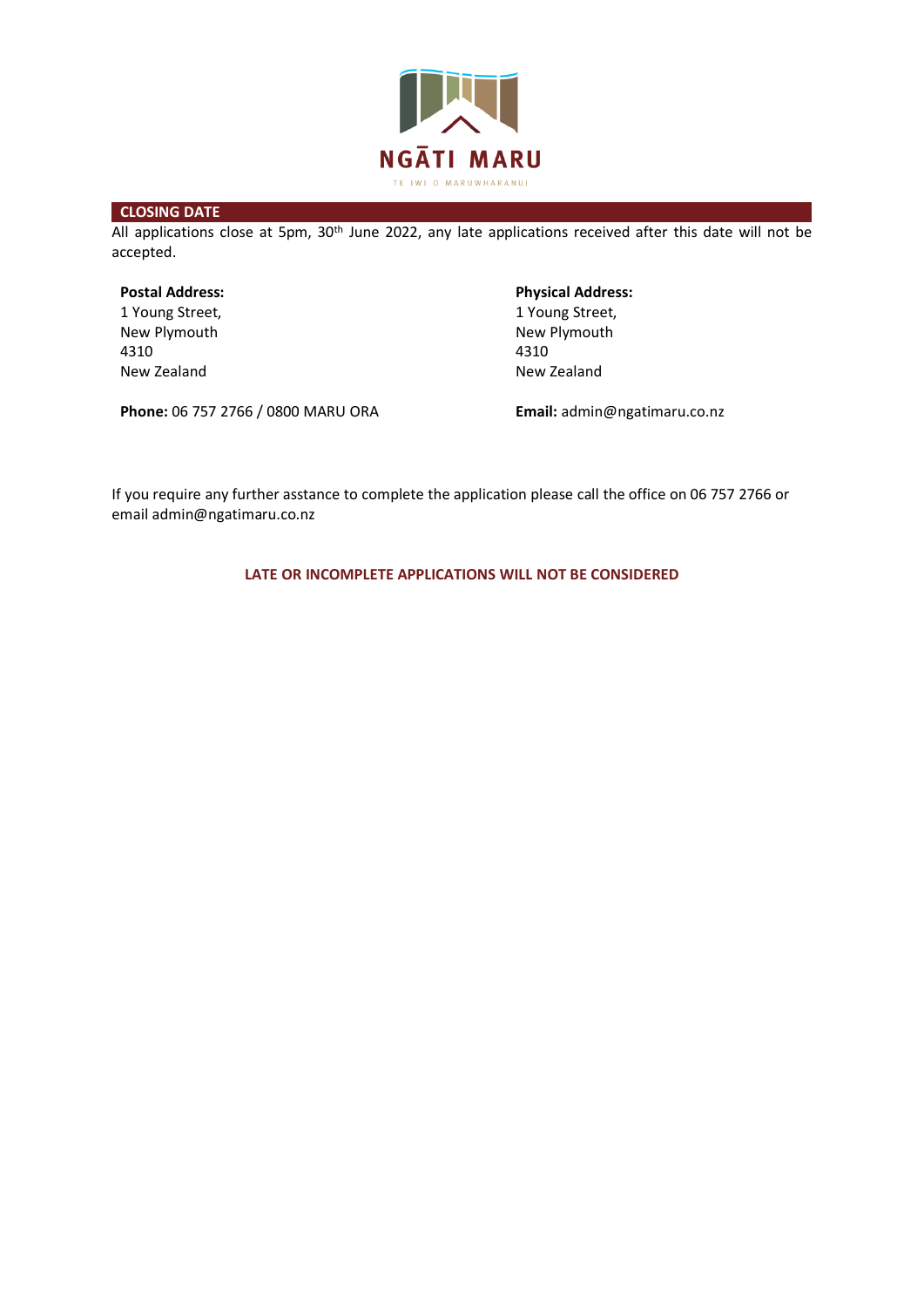NGĀTI MARU

TE IWI O MARUWHARANUI

## CLOSING DATE

All applications close at 5pm, 30th June 2022, any late applications received after this date will not be accepted.

**Postal Address:**
1 Young Street,
New Plymouth
4310
New Zealand

**Physical Address:**
1 Young Street,
New Plymouth
4310
New Zealand

**Phone:** 06 757 2766 / 0800 MARU ORA

**Email:** admin@ngatimaru.co.nz

If you require any further asstance to complete the application please call the office on 06 757 2766 or email admin@ngatimaru.co.nz

**LATE OR INCOMPLETE APPLICATIONS WILL NOT BE CONSIDERED**